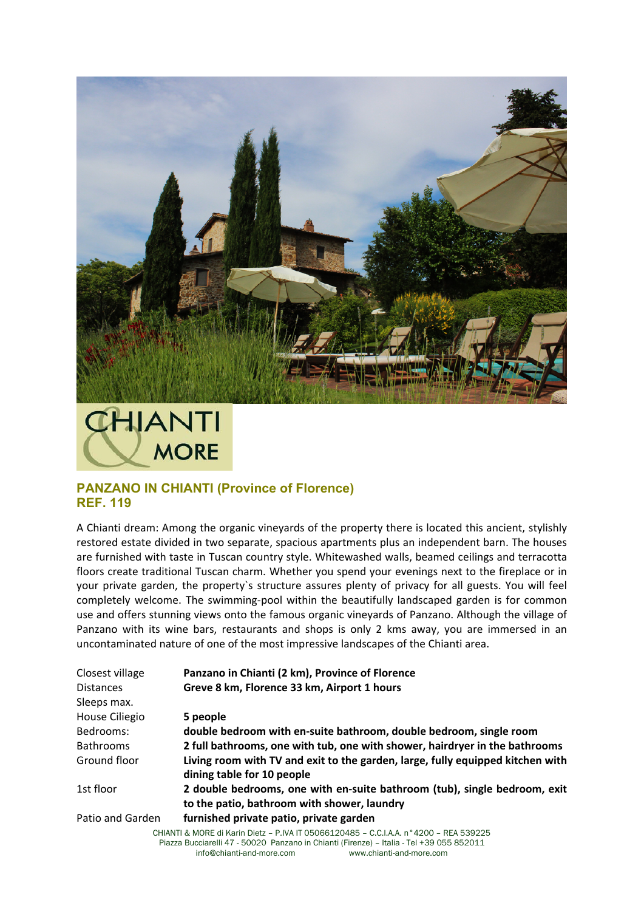## PANZANO IN CHIANTI (Province of Florence)
## REF. 119

A Chianti dream: Among the organic vineyards of the property there is located this ancient, stylishly restored estate divided in two separate, spacious apartments plus an independent barn. The houses are furnished with taste in Tuscan country style. Whitewashed walls, beamed ceilings and terracotta floors create traditional Tuscan charm. Whether you spend your evenings next to the fireplace or in your private garden, the property`s structure assures plenty of privacy for all guests. You will feel completely welcome. The swimming-pool within the beautifully landscaped garden is for common use and offers stunning views onto the famous organic vineyards of Panzano. Although the village of Panzano with its wine bars, restaurants and shops is only 2 kms away, you are immersed in an uncontaminated nature of one of the most impressive landscapes of the Chianti area.

| | |
|---|---|
| Closest village | **Panzano in Chianti (2 km), Province of Florence** |
| Distances | **Greve 8 km, Florence 33 km, Airport 1 hours** |
| Sleeps max. | |
| House Ciliegio | **5 people** |
| Bedrooms: | **double bedroom with en-suite bathroom, double bedroom, single room** |
| Bathrooms | **2 full bathrooms, one with tub, one with shower, hairdryer in the bathrooms** |
| Ground floor | **Living room with TV and exit to the garden, large, fully equipped kitchen with dining table for 10 people** |
| 1st floor | **2 double bedrooms, one with en-suite bathroom (tub), single bedroom, exit to the patio, bathroom with shower, laundry** |
| Patio and Garden | **furnished private patio, private garden** |

CHIANTI & MORE di Karin Dietz – P.IVA IT 05066120485 – C.C.I.A.A. n°4200 – REA 539225
Piazza Bucciarelli 47 - 50020 Panzano in Chianti (Firenze) – Italia - Tel +39 055 852011
info@chianti-and-more.com www.chianti-and-more.com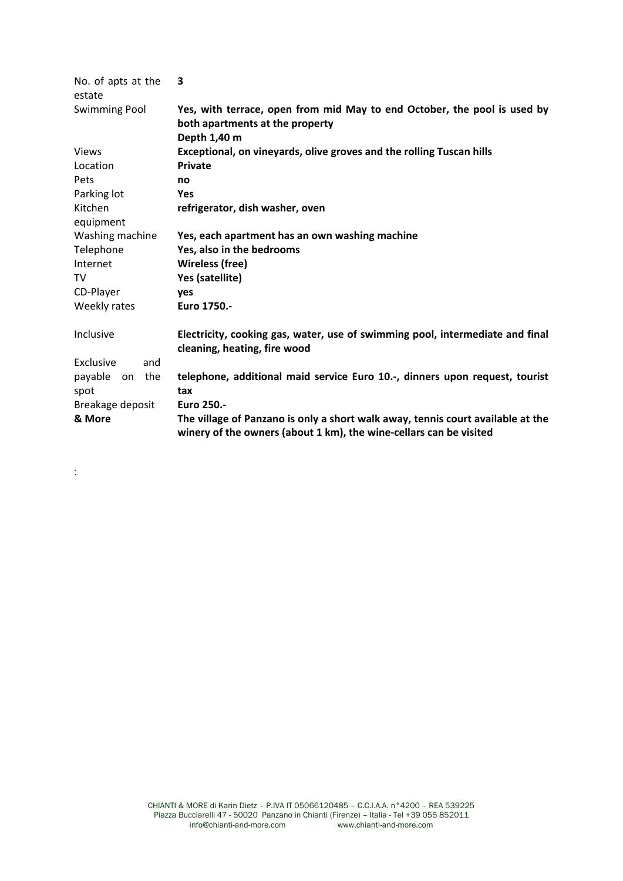| | |
|---|---|
| No. of apts at the estate | **3** |
| Swimming Pool | **Yes, with terrace, open from mid May to end October, the pool is used by both apartments at the property**<br>**Depth 1,40 m** |
| Views | **Exceptional, on vineyards, olive groves and the rolling Tuscan hills** |
| Location | **Private** |
| Pets | **no** |
| Parking lot | **Yes** |
| Kitchen equipment | **refrigerator, dish washer, oven** |
| Washing machine | **Yes, each apartment has an own washing machine** |
| Telephone | **Yes, also in the bedrooms** |
| Internet | **Wireless (free)** |
| TV | **Yes (satellite)** |
| CD-Player | **yes** |
| Weekly rates | **Euro 1750.-** |
| Inclusive | **Electricity, cooking gas, water, use of swimming pool, intermediate and final cleaning, heating, fire wood** |
| Exclusive and payable on the spot | **telephone, additional maid service Euro 10.-, dinners upon request, tourist tax** |
| Breakage deposit | **Euro 250.-** |
| **& More** | **The village of Panzano is only a short walk away, tennis court available at the winery of the owners (about 1 km), the wine-cellars can be visited** |

:

CHIANTI & MORE di Karin Dietz – P.IVA IT 05066120485 – C.C.I.A.A. n°4200 – REA 539225
Piazza Bucciarelli 47 - 50020 Panzano in Chianti (Firenze) – Italia - Tel +39 055 852011
info@chianti-and-more.com www.chianti-and-more.com